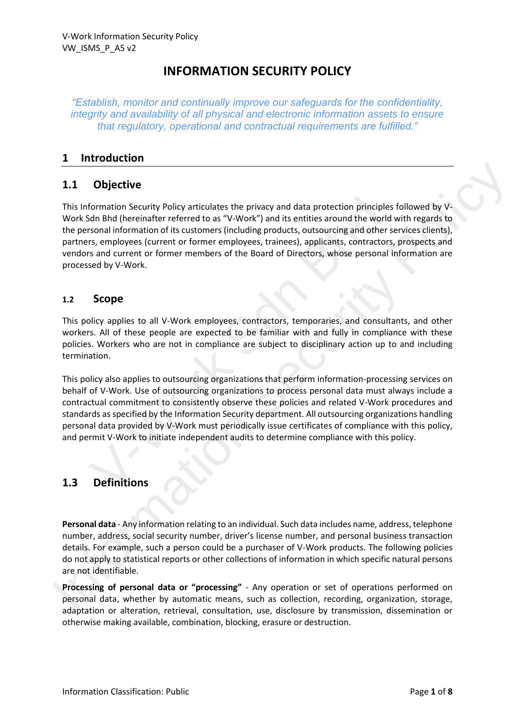# INFORMATION SECURITY POLICY

*"Establish, monitor and continually improve our safeguards for the confidentiality, integrity and availability of all physical and electronic information assets to ensure that regulatory, operational and contractual requirements are fulfilled."*

## 1 Introduction

### 1.1 Objective

This Information Security Policy articulates the privacy and data protection principles followed by V-Work Sdn Bhd (hereinafter referred to as "V-Work") and its entities around the world with regards to the personal information of its customers (including products, outsourcing and other services clients), partners, employees (current or former employees, trainees), applicants, contractors, prospects and vendors and current or former members of the Board of Directors, whose personal information are processed by V-Work.

### 1.2 Scope

This policy applies to all V-Work employees, contractors, temporaries, and consultants, and other workers. All of these people are expected to be familiar with and fully in compliance with these policies. Workers who are not in compliance are subject to disciplinary action up to and including termination.

This policy also applies to outsourcing organizations that perform information-processing services on behalf of V-Work. Use of outsourcing organizations to process personal data must always include a contractual commitment to consistently observe these policies and related V-Work procedures and standards as specified by the Information Security department. All outsourcing organizations handling personal data provided by V-Work must periodically issue certificates of compliance with this policy, and permit V-Work to initiate independent audits to determine compliance with this policy.

### 1.3 Definitions

**Personal data** - Any information relating to an individual. Such data includes name, address, telephone number, address, social security number, driver's license number, and personal business transaction details. For example, such a person could be a purchaser of V-Work products. The following policies do not apply to statistical reports or other collections of information in which specific natural persons are not identifiable.

**Processing of personal data or "processing"** - Any operation or set of operations performed on personal data, whether by automatic means, such as collection, recording, organization, storage, adaptation or alteration, retrieval, consultation, use, disclosure by transmission, dissemination or otherwise making available, combination, blocking, erasure or destruction.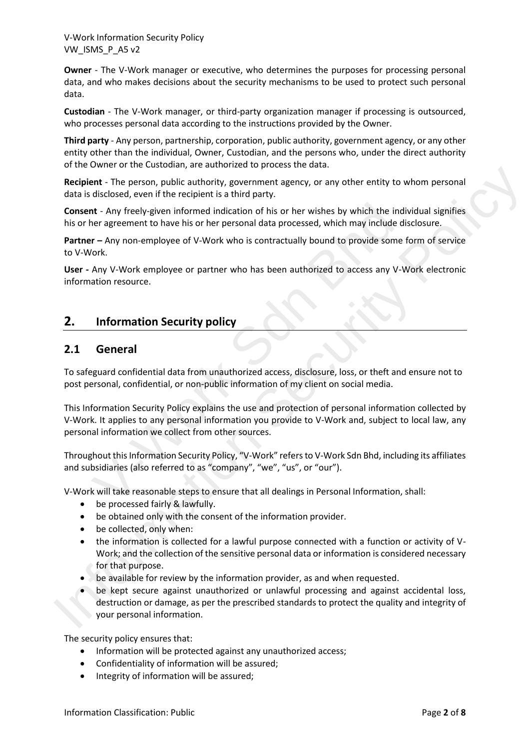**Owner** - The V-Work manager or executive, who determines the purposes for processing personal data, and who makes decisions about the security mechanisms to be used to protect such personal data.

**Custodian** - The V-Work manager, or third-party organization manager if processing is outsourced, who processes personal data according to the instructions provided by the Owner.

**Third party** - Any person, partnership, corporation, public authority, government agency, or any other entity other than the individual, Owner, Custodian, and the persons who, under the direct authority of the Owner or the Custodian, are authorized to process the data.

**Recipient** - The person, public authority, government agency, or any other entity to whom personal data is disclosed, even if the recipient is a third party.

**Consent** - Any freely-given informed indication of his or her wishes by which the individual signifies his or her agreement to have his or her personal data processed, which may include disclosure.

**Partner –** Any non-employee of V-Work who is contractually bound to provide some form of service to V-Work.

**User -** Any V-Work employee or partner who has been authorized to access any V-Work electronic information resource.

# 2. Information Security policy

## 2.1 General

To safeguard confidential data from unauthorized access, disclosure, loss, or theft and ensure not to post personal, confidential, or non-public information of my client on social media.

This Information Security Policy explains the use and protection of personal information collected by V-Work. It applies to any personal information you provide to V-Work and, subject to local law, any personal information we collect from other sources.

Throughout this Information Security Policy, "V-Work" refers to V-Work Sdn Bhd, including its affiliates and subsidiaries (also referred to as "company", "we", "us", or "our").

V-Work will take reasonable steps to ensure that all dealings in Personal Information, shall:

- be processed fairly & lawfully.
- be obtained only with the consent of the information provider.
- be collected, only when:
- the information is collected for a lawful purpose connected with a function or activity of V-Work; and the collection of the sensitive personal data or information is considered necessary for that purpose.
- be available for review by the information provider, as and when requested.
- be kept secure against unauthorized or unlawful processing and against accidental loss, destruction or damage, as per the prescribed standards to protect the quality and integrity of your personal information.

The security policy ensures that:

- Information will be protected against any unauthorized access;
- Confidentiality of information will be assured;
- Integrity of information will be assured;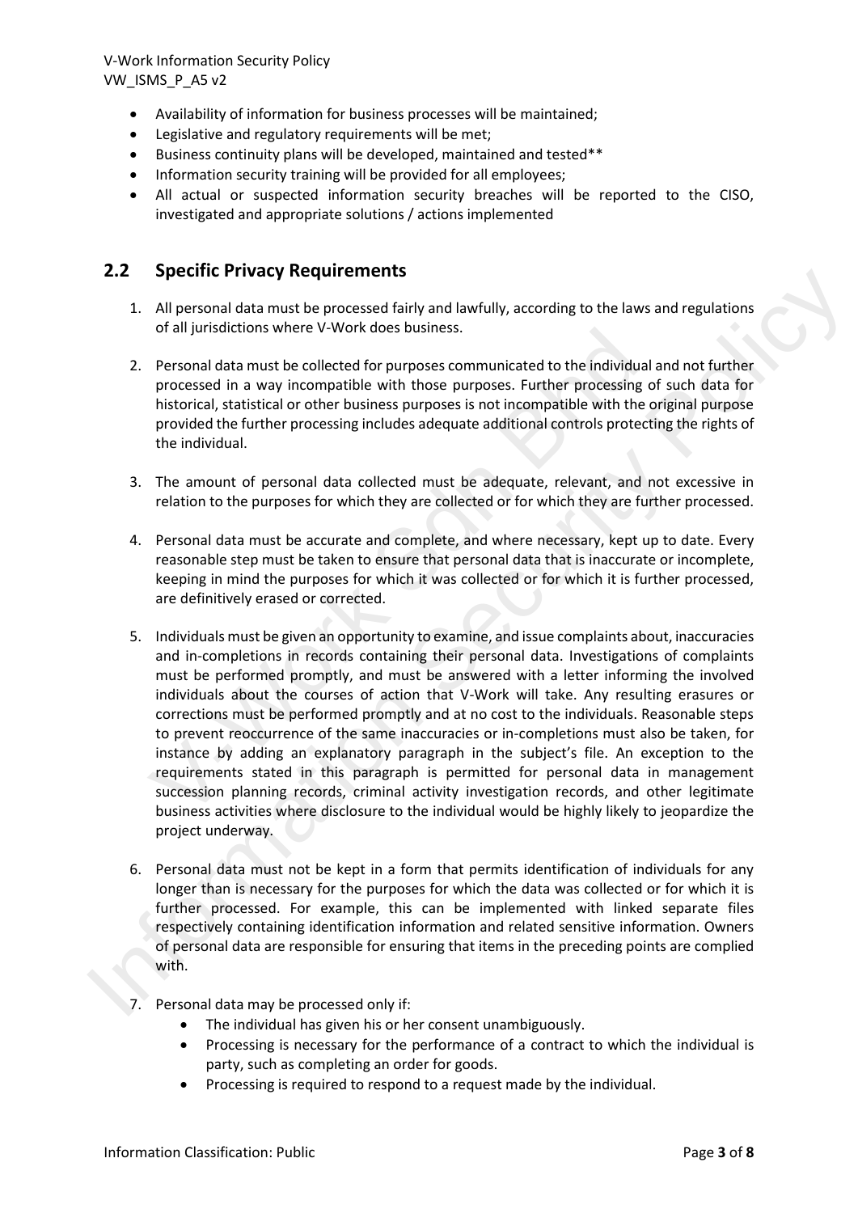- Availability of information for business processes will be maintained;
- Legislative and regulatory requirements will be met;
- Business continuity plans will be developed, maintained and tested**
- Information security training will be provided for all employees;
- All actual or suspected information security breaches will be reported to the CISO, investigated and appropriate solutions / actions implemented

## 2.2 Specific Privacy Requirements

1. All personal data must be processed fairly and lawfully, according to the laws and regulations of all jurisdictions where V-Work does business.

2. Personal data must be collected for purposes communicated to the individual and not further processed in a way incompatible with those purposes. Further processing of such data for historical, statistical or other business purposes is not incompatible with the original purpose provided the further processing includes adequate additional controls protecting the rights of the individual.

3. The amount of personal data collected must be adequate, relevant, and not excessive in relation to the purposes for which they are collected or for which they are further processed.

4. Personal data must be accurate and complete, and where necessary, kept up to date. Every reasonable step must be taken to ensure that personal data that is inaccurate or incomplete, keeping in mind the purposes for which it was collected or for which it is further processed, are definitively erased or corrected.

5. Individuals must be given an opportunity to examine, and issue complaints about, inaccuracies and in-completions in records containing their personal data. Investigations of complaints must be performed promptly, and must be answered with a letter informing the involved individuals about the courses of action that V-Work will take. Any resulting erasures or corrections must be performed promptly and at no cost to the individuals. Reasonable steps to prevent reoccurrence of the same inaccuracies or in-completions must also be taken, for instance by adding an explanatory paragraph in the subject's file. An exception to the requirements stated in this paragraph is permitted for personal data in management succession planning records, criminal activity investigation records, and other legitimate business activities where disclosure to the individual would be highly likely to jeopardize the project underway.

6. Personal data must not be kept in a form that permits identification of individuals for any longer than is necessary for the purposes for which the data was collected or for which it is further processed. For example, this can be implemented with linked separate files respectively containing identification information and related sensitive information. Owners of personal data are responsible for ensuring that items in the preceding points are complied with.

7. Personal data may be processed only if:
   - The individual has given his or her consent unambiguously.
   - Processing is necessary for the performance of a contract to which the individual is party, such as completing an order for goods.
   - Processing is required to respond to a request made by the individual.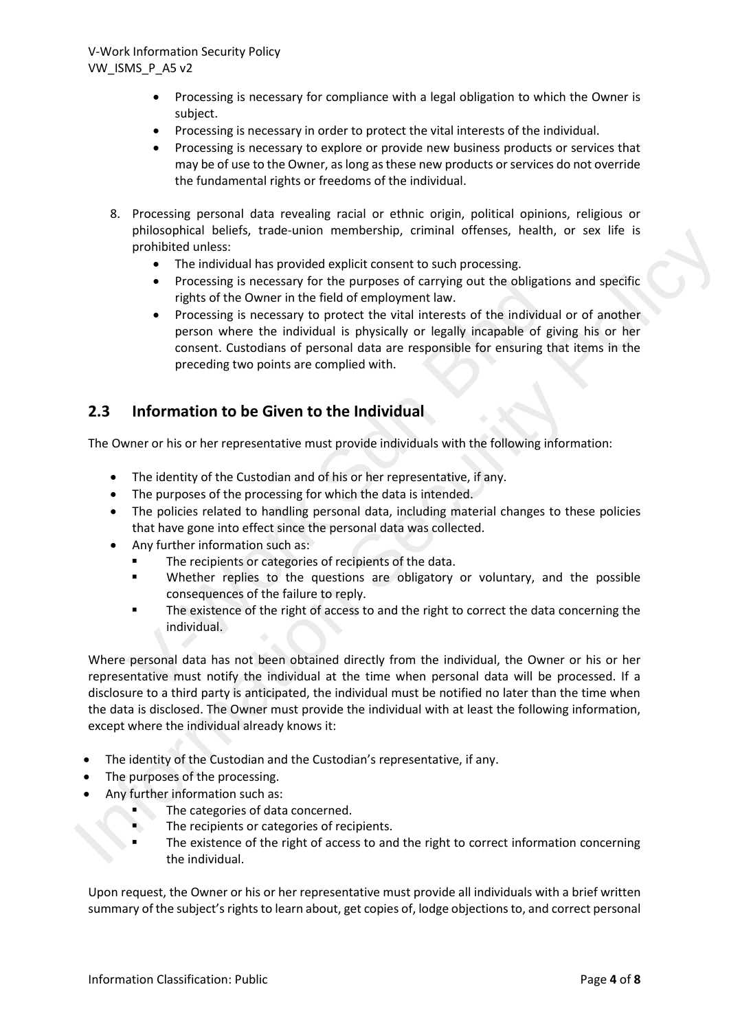- Processing is necessary for compliance with a legal obligation to which the Owner is subject.
- Processing is necessary in order to protect the vital interests of the individual.
- Processing is necessary to explore or provide new business products or services that may be of use to the Owner, as long as these new products or services do not override the fundamental rights or freedoms of the individual.

8. Processing personal data revealing racial or ethnic origin, political opinions, religious or philosophical beliefs, trade-union membership, criminal offenses, health, or sex life is prohibited unless:
   - The individual has provided explicit consent to such processing.
   - Processing is necessary for the purposes of carrying out the obligations and specific rights of the Owner in the field of employment law.
   - Processing is necessary to protect the vital interests of the individual or of another person where the individual is physically or legally incapable of giving his or her consent. Custodians of personal data are responsible for ensuring that items in the preceding two points are complied with.

## 2.3 Information to be Given to the Individual

The Owner or his or her representative must provide individuals with the following information:

- The identity of the Custodian and of his or her representative, if any.
- The purposes of the processing for which the data is intended.
- The policies related to handling personal data, including material changes to these policies that have gone into effect since the personal data was collected.
- Any further information such as:
  - The recipients or categories of recipients of the data.
  - Whether replies to the questions are obligatory or voluntary, and the possible consequences of the failure to reply.
  - The existence of the right of access to and the right to correct the data concerning the individual.

Where personal data has not been obtained directly from the individual, the Owner or his or her representative must notify the individual at the time when personal data will be processed. If a disclosure to a third party is anticipated, the individual must be notified no later than the time when the data is disclosed. The Owner must provide the individual with at least the following information, except where the individual already knows it:

- The identity of the Custodian and the Custodian's representative, if any.
- The purposes of the processing.
- Any further information such as:
  - The categories of data concerned.
  - The recipients or categories of recipients.
  - The existence of the right of access to and the right to correct information concerning the individual.

Upon request, the Owner or his or her representative must provide all individuals with a brief written summary of the subject's rights to learn about, get copies of, lodge objections to, and correct personal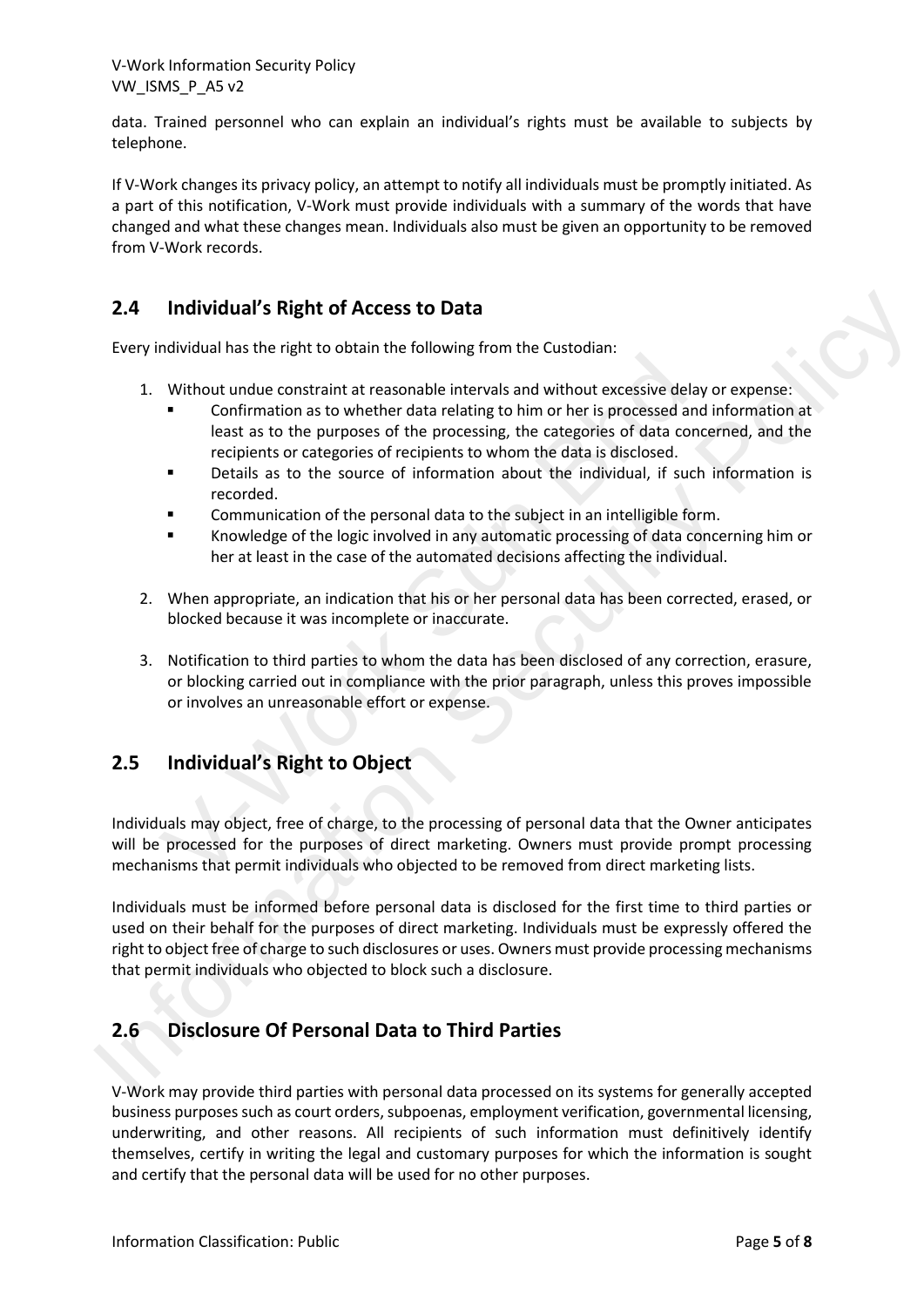data. Trained personnel who can explain an individual's rights must be available to subjects by telephone.

If V-Work changes its privacy policy, an attempt to notify all individuals must be promptly initiated. As a part of this notification, V-Work must provide individuals with a summary of the words that have changed and what these changes mean. Individuals also must be given an opportunity to be removed from V-Work records.

## 2.4 Individual's Right of Access to Data

Every individual has the right to obtain the following from the Custodian:

1. Without undue constraint at reasonable intervals and without excessive delay or expense:
   - Confirmation as to whether data relating to him or her is processed and information at least as to the purposes of the processing, the categories of data concerned, and the recipients or categories of recipients to whom the data is disclosed.
   - Details as to the source of information about the individual, if such information is recorded.
   - Communication of the personal data to the subject in an intelligible form.
   - Knowledge of the logic involved in any automatic processing of data concerning him or her at least in the case of the automated decisions affecting the individual.
2. When appropriate, an indication that his or her personal data has been corrected, erased, or blocked because it was incomplete or inaccurate.
3. Notification to third parties to whom the data has been disclosed of any correction, erasure, or blocking carried out in compliance with the prior paragraph, unless this proves impossible or involves an unreasonable effort or expense.

## 2.5 Individual's Right to Object

Individuals may object, free of charge, to the processing of personal data that the Owner anticipates will be processed for the purposes of direct marketing. Owners must provide prompt processing mechanisms that permit individuals who objected to be removed from direct marketing lists.

Individuals must be informed before personal data is disclosed for the first time to third parties or used on their behalf for the purposes of direct marketing. Individuals must be expressly offered the right to object free of charge to such disclosures or uses. Owners must provide processing mechanisms that permit individuals who objected to block such a disclosure.

## 2.6 Disclosure Of Personal Data to Third Parties

V-Work may provide third parties with personal data processed on its systems for generally accepted business purposes such as court orders, subpoenas, employment verification, governmental licensing, underwriting, and other reasons. All recipients of such information must definitively identify themselves, certify in writing the legal and customary purposes for which the information is sought and certify that the personal data will be used for no other purposes.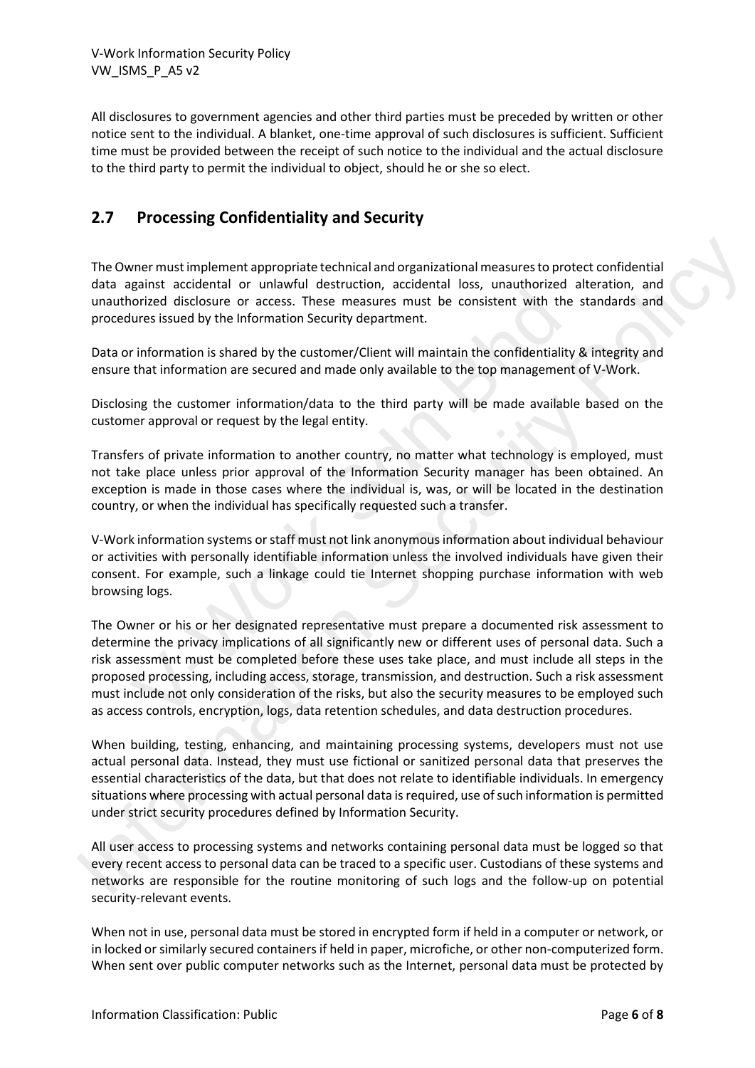All disclosures to government agencies and other third parties must be preceded by written or other notice sent to the individual. A blanket, one-time approval of such disclosures is sufficient. Sufficient time must be provided between the receipt of such notice to the individual and the actual disclosure to the third party to permit the individual to object, should he or she so elect.

## 2.7 Processing Confidentiality and Security

The Owner must implement appropriate technical and organizational measures to protect confidential data against accidental or unlawful destruction, accidental loss, unauthorized alteration, and unauthorized disclosure or access. These measures must be consistent with the standards and procedures issued by the Information Security department.

Data or information is shared by the customer/Client will maintain the confidentiality & integrity and ensure that information are secured and made only available to the top management of V-Work.

Disclosing the customer information/data to the third party will be made available based on the customer approval or request by the legal entity.

Transfers of private information to another country, no matter what technology is employed, must not take place unless prior approval of the Information Security manager has been obtained. An exception is made in those cases where the individual is, was, or will be located in the destination country, or when the individual has specifically requested such a transfer.

V-Work information systems or staff must not link anonymous information about individual behaviour or activities with personally identifiable information unless the involved individuals have given their consent. For example, such a linkage could tie Internet shopping purchase information with web browsing logs.

The Owner or his or her designated representative must prepare a documented risk assessment to determine the privacy implications of all significantly new or different uses of personal data. Such a risk assessment must be completed before these uses take place, and must include all steps in the proposed processing, including access, storage, transmission, and destruction. Such a risk assessment must include not only consideration of the risks, but also the security measures to be employed such as access controls, encryption, logs, data retention schedules, and data destruction procedures.

When building, testing, enhancing, and maintaining processing systems, developers must not use actual personal data. Instead, they must use fictional or sanitized personal data that preserves the essential characteristics of the data, but that does not relate to identifiable individuals. In emergency situations where processing with actual personal data is required, use of such information is permitted under strict security procedures defined by Information Security.

All user access to processing systems and networks containing personal data must be logged so that every recent access to personal data can be traced to a specific user. Custodians of these systems and networks are responsible for the routine monitoring of such logs and the follow-up on potential security-relevant events.

When not in use, personal data must be stored in encrypted form if held in a computer or network, or in locked or similarly secured containers if held in paper, microfiche, or other non-computerized form. When sent over public computer networks such as the Internet, personal data must be protected by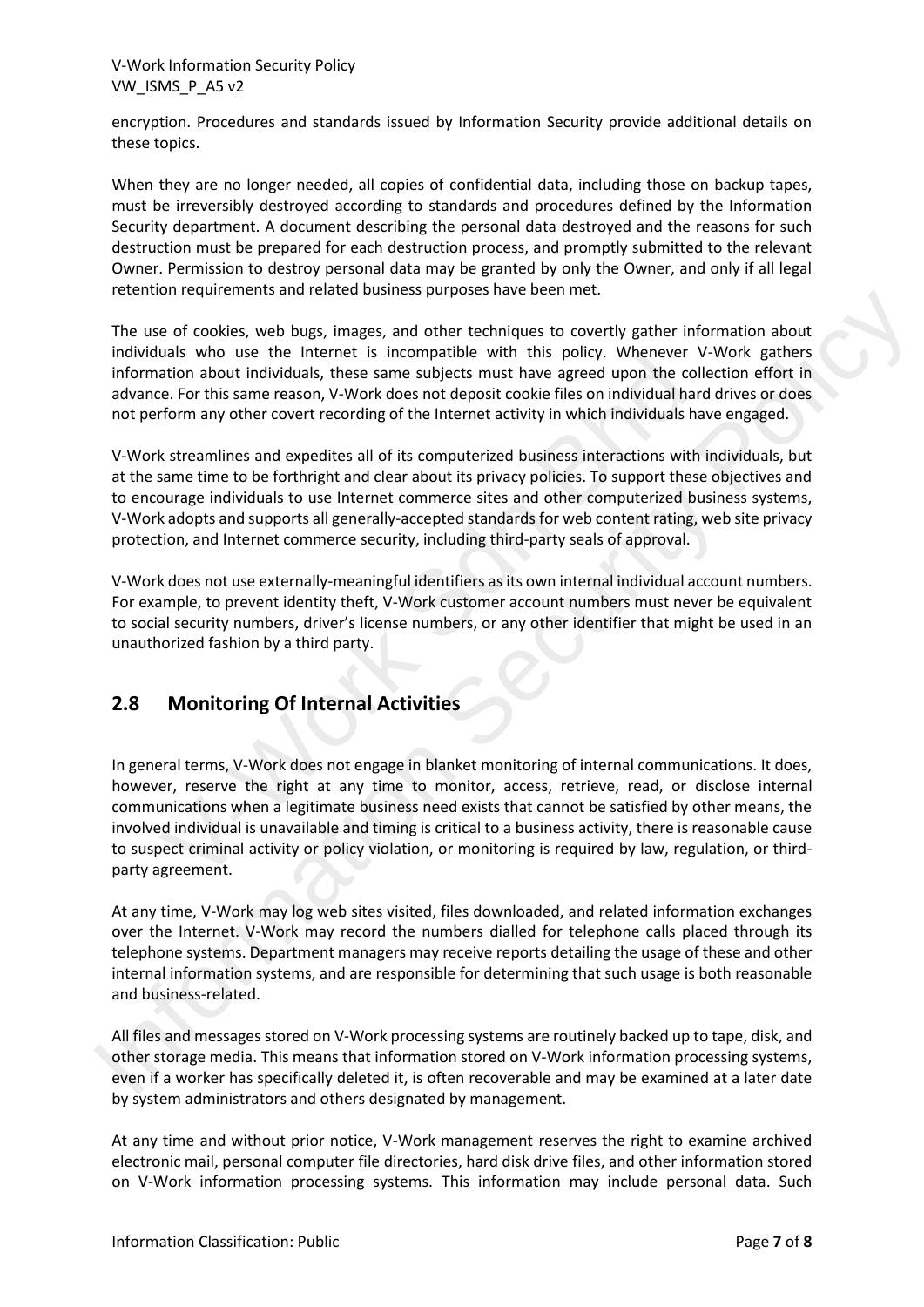encryption. Procedures and standards issued by Information Security provide additional details on these topics.

When they are no longer needed, all copies of confidential data, including those on backup tapes, must be irreversibly destroyed according to standards and procedures defined by the Information Security department. A document describing the personal data destroyed and the reasons for such destruction must be prepared for each destruction process, and promptly submitted to the relevant Owner. Permission to destroy personal data may be granted by only the Owner, and only if all legal retention requirements and related business purposes have been met.

The use of cookies, web bugs, images, and other techniques to covertly gather information about individuals who use the Internet is incompatible with this policy. Whenever V-Work gathers information about individuals, these same subjects must have agreed upon the collection effort in advance. For this same reason, V-Work does not deposit cookie files on individual hard drives or does not perform any other covert recording of the Internet activity in which individuals have engaged.

V-Work streamlines and expedites all of its computerized business interactions with individuals, but at the same time to be forthright and clear about its privacy policies. To support these objectives and to encourage individuals to use Internet commerce sites and other computerized business systems, V-Work adopts and supports all generally-accepted standards for web content rating, web site privacy protection, and Internet commerce security, including third-party seals of approval.

V-Work does not use externally-meaningful identifiers as its own internal individual account numbers. For example, to prevent identity theft, V-Work customer account numbers must never be equivalent to social security numbers, driver's license numbers, or any other identifier that might be used in an unauthorized fashion by a third party.

## 2.8 Monitoring Of Internal Activities

In general terms, V-Work does not engage in blanket monitoring of internal communications. It does, however, reserve the right at any time to monitor, access, retrieve, read, or disclose internal communications when a legitimate business need exists that cannot be satisfied by other means, the involved individual is unavailable and timing is critical to a business activity, there is reasonable cause to suspect criminal activity or policy violation, or monitoring is required by law, regulation, or third-party agreement.

At any time, V-Work may log web sites visited, files downloaded, and related information exchanges over the Internet. V-Work may record the numbers dialled for telephone calls placed through its telephone systems. Department managers may receive reports detailing the usage of these and other internal information systems, and are responsible for determining that such usage is both reasonable and business-related.

All files and messages stored on V-Work processing systems are routinely backed up to tape, disk, and other storage media. This means that information stored on V-Work information processing systems, even if a worker has specifically deleted it, is often recoverable and may be examined at a later date by system administrators and others designated by management.

At any time and without prior notice, V-Work management reserves the right to examine archived electronic mail, personal computer file directories, hard disk drive files, and other information stored on V-Work information processing systems. This information may include personal data. Such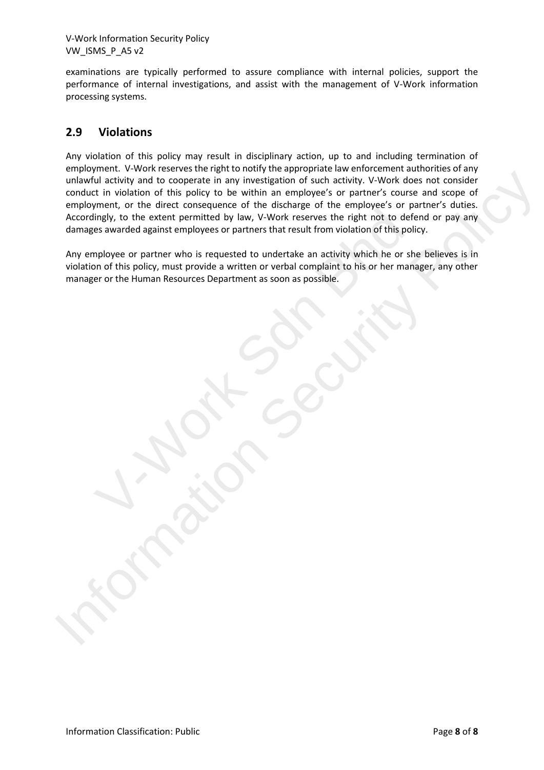examinations are typically performed to assure compliance with internal policies, support the performance of internal investigations, and assist with the management of V-Work information processing systems.

## 2.9 Violations

Any violation of this policy may result in disciplinary action, up to and including termination of employment. V-Work reserves the right to notify the appropriate law enforcement authorities of any unlawful activity and to cooperate in any investigation of such activity. V-Work does not consider conduct in violation of this policy to be within an employee's or partner's course and scope of employment, or the direct consequence of the discharge of the employee's or partner's duties. Accordingly, to the extent permitted by law, V-Work reserves the right not to defend or pay any damages awarded against employees or partners that result from violation of this policy.

Any employee or partner who is requested to undertake an activity which he or she believes is in violation of this policy, must provide a written or verbal complaint to his or her manager, any other manager or the Human Resources Department as soon as possible.